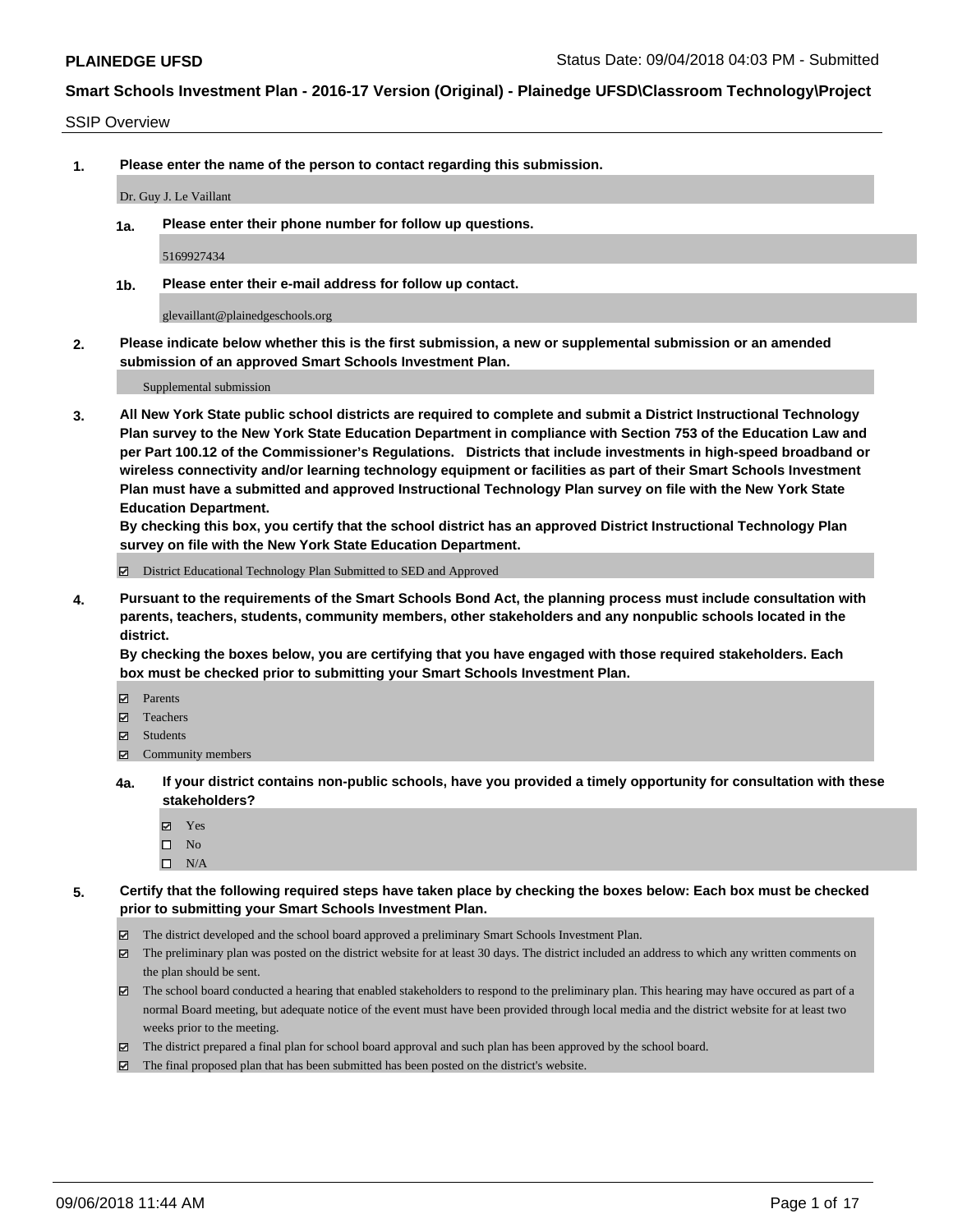**PLAINEDGE UFSD** Status Date: 09/04/2018 04:03 PM - Submitted

## Smart Schools Investment Plan - 2016-17 Version (Original) - Plainedge UFSD\Classroom Technology\Project

SSIP Overview

**1. Please enter the name of the person to contact regarding this submission.**

Dr. Guy J. Le Vaillant

**1a. Please enter their phone number for follow up questions.**

5169927434

**1b. Please enter their e-mail address for follow up contact.**

glevaillant@plainedgeschools.org

**2. Please indicate below whether this is the first submission, a new or supplemental submission or an amended submission of an approved Smart Schools Investment Plan.**

Supplemental submission

**3. All New York State public school districts are required to complete and submit a District Instructional Technology Plan survey to the New York State Education Department in compliance with Section 753 of the Education Law and per Part 100.12 of the Commissioner's Regulations. Districts that include investments in high-speed broadband or wireless connectivity and/or learning technology equipment or facilities as part of their Smart Schools Investment Plan must have a submitted and approved Instructional Technology Plan survey on file with the New York State Education Department.**
**By checking this box, you certify that the school district has an approved District Instructional Technology Plan survey on file with the New York State Education Department.**

☑ District Educational Technology Plan Submitted to SED and Approved

**4. Pursuant to the requirements of the Smart Schools Bond Act, the planning process must include consultation with parents, teachers, students, community members, other stakeholders and any nonpublic schools located in the district.**
**By checking the boxes below, you are certifying that you have engaged with those required stakeholders. Each box must be checked prior to submitting your Smart Schools Investment Plan.**

☑ Parents
☑ Teachers
☑ Students
☑ Community members

**4a. If your district contains non-public schools, have you provided a timely opportunity for consultation with these stakeholders?**

☑ Yes
☐ No
☐ N/A

**5. Certify that the following required steps have taken place by checking the boxes below: Each box must be checked prior to submitting your Smart Schools Investment Plan.**

☑ The district developed and the school board approved a preliminary Smart Schools Investment Plan.
☑ The preliminary plan was posted on the district website for at least 30 days. The district included an address to which any written comments on the plan should be sent.
☑ The school board conducted a hearing that enabled stakeholders to respond to the preliminary plan. This hearing may have occured as part of a normal Board meeting, but adequate notice of the event must have been provided through local media and the district website for at least two weeks prior to the meeting.
☑ The district prepared a final plan for school board approval and such plan has been approved by the school board.
☑ The final proposed plan that has been submitted has been posted on the district's website.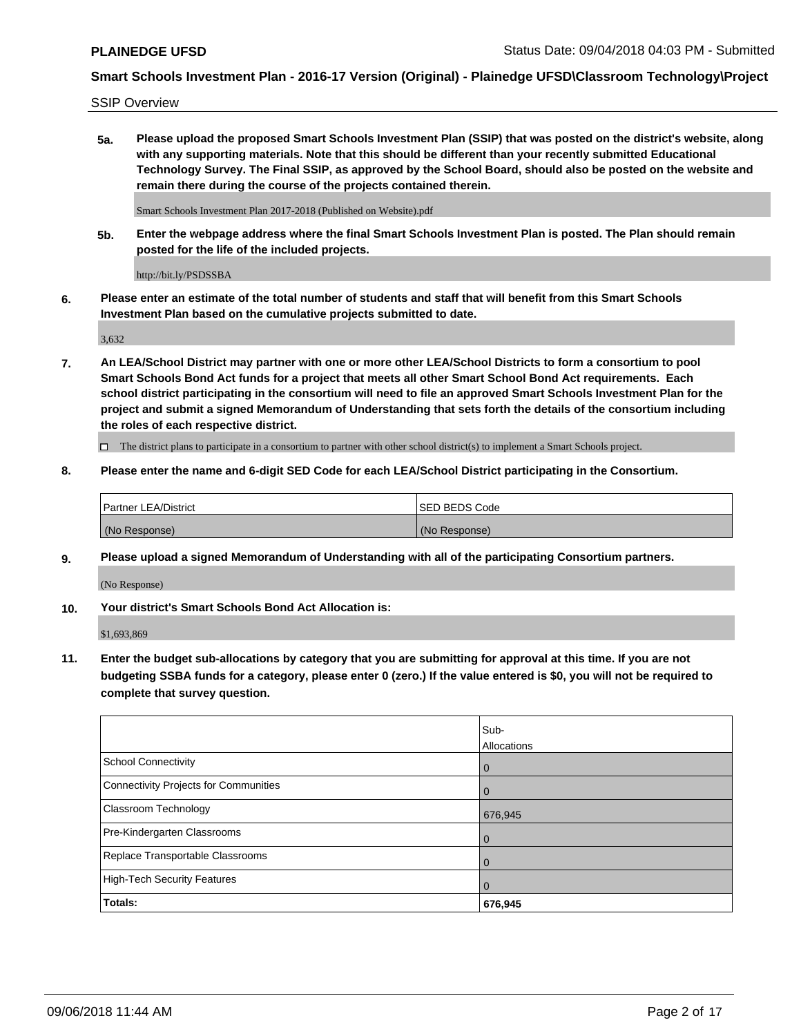SSIP Overview

**5a. Please upload the proposed Smart Schools Investment Plan (SSIP) that was posted on the district's website, along with any supporting materials. Note that this should be different than your recently submitted Educational Technology Survey. The Final SSIP, as approved by the School Board, should also be posted on the website and remain there during the course of the projects contained therein.**

Smart Schools Investment Plan 2017-2018 (Published on Website).pdf

**5b. Enter the webpage address where the final Smart Schools Investment Plan is posted. The Plan should remain posted for the life of the included projects.**

http://bit.ly/PSDSSBA

**6. Please enter an estimate of the total number of students and staff that will benefit from this Smart Schools Investment Plan based on the cumulative projects submitted to date.**

3,632

**7. An LEA/School District may partner with one or more other LEA/School Districts to form a consortium to pool Smart Schools Bond Act funds for a project that meets all other Smart School Bond Act requirements. Each school district participating in the consortium will need to file an approved Smart Schools Investment Plan for the project and submit a signed Memorandum of Understanding that sets forth the details of the consortium including the roles of each respective district.**

☐ The district plans to participate in a consortium to partner with other school district(s) to implement a Smart Schools project.

**8. Please enter the name and 6-digit SED Code for each LEA/School District participating in the Consortium.**

| Partner LEA/District | SED BEDS Code |
|---|---|
| (No Response) | (No Response) |

**9. Please upload a signed Memorandum of Understanding with all of the participating Consortium partners.**

(No Response)

**10. Your district's Smart Schools Bond Act Allocation is:**

$1,693,869

**11. Enter the budget sub-allocations by category that you are submitting for approval at this time. If you are not budgeting SSBA funds for a category, please enter 0 (zero.) If the value entered is $0, you will not be required to complete that survey question.**

| | Sub-Allocations |
|---|---|
| School Connectivity | 0 |
| Connectivity Projects for Communities | 0 |
| Classroom Technology | 676,945 |
| Pre-Kindergarten Classrooms | 0 |
| Replace Transportable Classrooms | 0 |
| High-Tech Security Features | 0 |
| **Totals:** | **676,945** |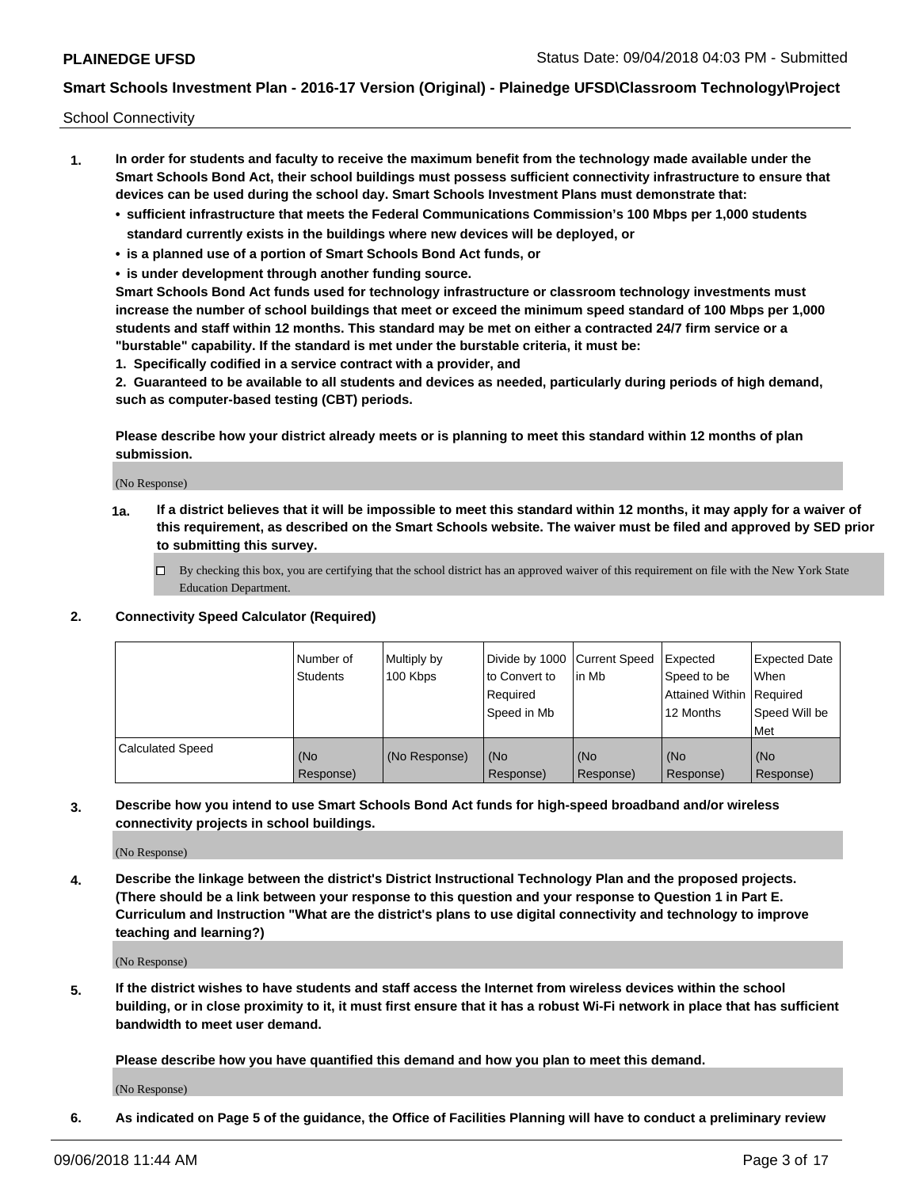School Connectivity

1. **In order for students and faculty to receive the maximum benefit from the technology made available under the Smart Schools Bond Act, their school buildings must possess sufficient connectivity infrastructure to ensure that devices can be used during the school day. Smart Schools Investment Plans must demonstrate that:**
   - **sufficient infrastructure that meets the Federal Communications Commission's 100 Mbps per 1,000 students standard currently exists in the buildings where new devices will be deployed, or**
   - **is a planned use of a portion of Smart Schools Bond Act funds, or**
   - **is under development through another funding source.**

   **Smart Schools Bond Act funds used for technology infrastructure or classroom technology investments must increase the number of school buildings that meet or exceed the minimum speed standard of 100 Mbps per 1,000 students and staff within 12 months. This standard may be met on either a contracted 24/7 firm service or a "burstable" capability. If the standard is met under the burstable criteria, it must be:**

   **1. Specifically codified in a service contract with a provider, and**

   **2. Guaranteed to be available to all students and devices as needed, particularly during periods of high demand, such as computer-based testing (CBT) periods.**

   **Please describe how your district already meets or is planning to meet this standard within 12 months of plan submission.**

   (No Response)

   **1a. If a district believes that it will be impossible to meet this standard within 12 months, it may apply for a waiver of this requirement, as described on the Smart Schools website. The waiver must be filed and approved by SED prior to submitting this survey.**

   ☐ By checking this box, you are certifying that the school district has an approved waiver of this requirement on file with the New York State Education Department.

2. **Connectivity Speed Calculator (Required)**

|  | Number of Students | Multiply by 100 Kbps | Divide by 1000 to Convert to Required Speed in Mb | Current Speed in Mb | Expected Speed to be Attained Within 12 Months | Expected Date When Required Speed Will be Met |
|---|---|---|---|---|---|---|
| Calculated Speed | (No Response) | (No Response) | (No Response) | (No Response) | (No Response) | (No Response) |

3. **Describe how you intend to use Smart Schools Bond Act funds for high-speed broadband and/or wireless connectivity projects in school buildings.**

   (No Response)

4. **Describe the linkage between the district's District Instructional Technology Plan and the proposed projects. (There should be a link between your response to this question and your response to Question 1 in Part E. Curriculum and Instruction "What are the district's plans to use digital connectivity and technology to improve teaching and learning?)**

   (No Response)

5. **If the district wishes to have students and staff access the Internet from wireless devices within the school building, or in close proximity to it, it must first ensure that it has a robust Wi-Fi network in place that has sufficient bandwidth to meet user demand.**

   **Please describe how you have quantified this demand and how you plan to meet this demand.**

   (No Response)

6. **As indicated on Page 5 of the guidance, the Office of Facilities Planning will have to conduct a preliminary review**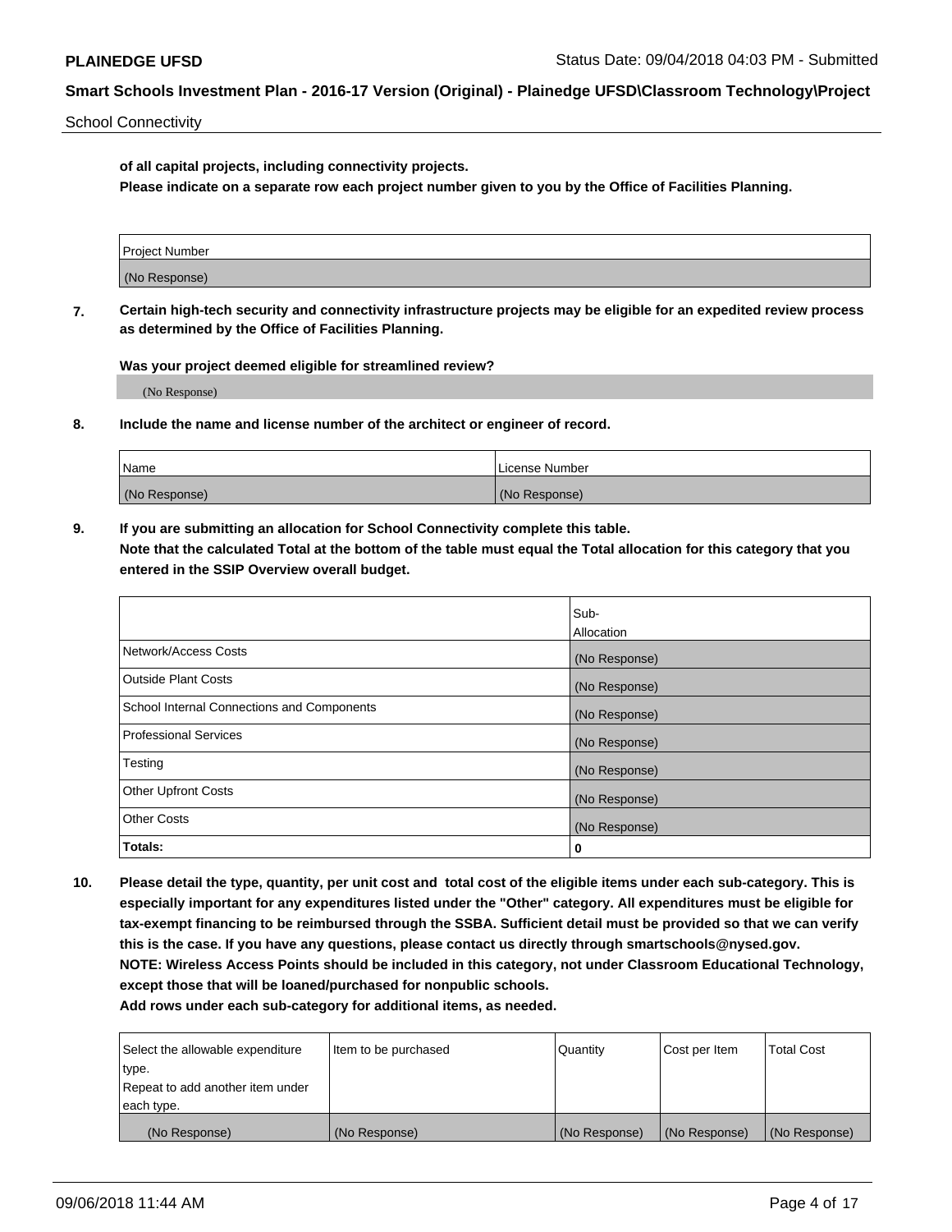**of all capital projects, including connectivity projects.**

**Please indicate on a separate row each project number given to you by the Office of Facilities Planning.**

| Project Number |
| --- |
| (No Response) |

**7. Certain high-tech security and connectivity infrastructure projects may be eligible for an expedited review process as determined by the Office of Facilities Planning.**

**Was your project deemed eligible for streamlined review?**

(No Response)

**8. Include the name and license number of the architect or engineer of record.**

| Name | License Number |
| --- | --- |
| (No Response) | (No Response) |

**9. If you are submitting an allocation for School Connectivity complete this table.**

**Note that the calculated Total at the bottom of the table must equal the Total allocation for this category that you entered in the SSIP Overview overall budget.**

| | Sub-Allocation |
| --- | --- |
| Network/Access Costs | (No Response) |
| Outside Plant Costs | (No Response) |
| School Internal Connections and Components | (No Response) |
| Professional Services | (No Response) |
| Testing | (No Response) |
| Other Upfront Costs | (No Response) |
| Other Costs | (No Response) |
| **Totals:** | **0** |

**10. Please detail the type, quantity, per unit cost and total cost of the eligible items under each sub-category. This is especially important for any expenditures listed under the "Other" category. All expenditures must be eligible for tax-exempt financing to be reimbursed through the SSBA. Sufficient detail must be provided so that we can verify this is the case. If you have any questions, please contact us directly through smartschools@nysed.gov.**

**NOTE: Wireless Access Points should be included in this category, not under Classroom Educational Technology, except those that will be loaned/purchased for nonpublic schools.**

**Add rows under each sub-category for additional items, as needed.**

| Select the allowable expenditure type. Repeat to add another item under each type. | Item to be purchased | Quantity | Cost per Item | Total Cost |
| --- | --- | --- | --- | --- |
| (No Response) | (No Response) | (No Response) | (No Response) | (No Response) |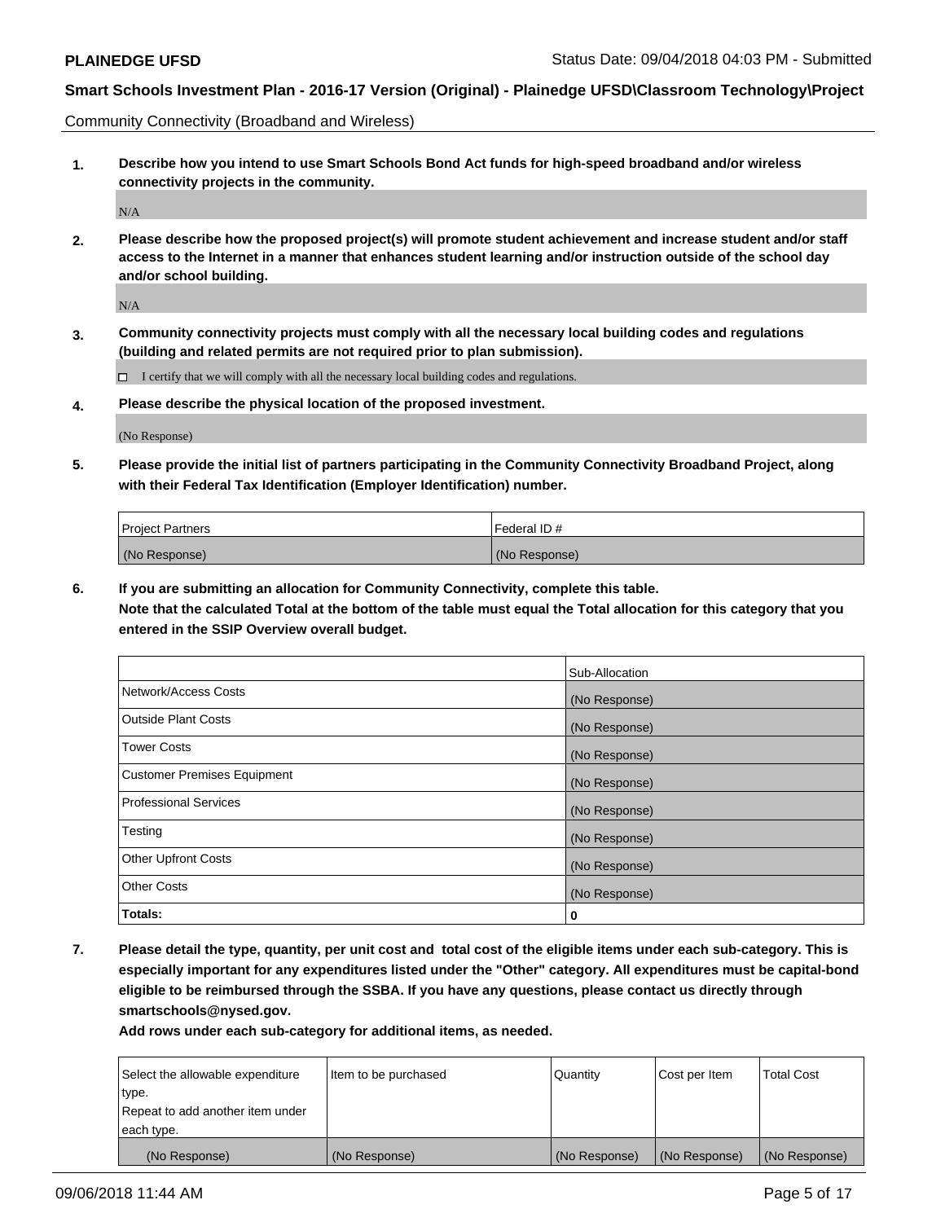Community Connectivity (Broadband and Wireless)

**1. Describe how you intend to use Smart Schools Bond Act funds for high-speed broadband and/or wireless connectivity projects in the community.**

N/A

**2. Please describe how the proposed project(s) will promote student achievement and increase student and/or staff access to the Internet in a manner that enhances student learning and/or instruction outside of the school day and/or school building.**

N/A

**3. Community connectivity projects must comply with all the necessary local building codes and regulations (building and related permits are not required prior to plan submission).**

☐ I certify that we will comply with all the necessary local building codes and regulations.

**4. Please describe the physical location of the proposed investment.**

(No Response)

**5. Please provide the initial list of partners participating in the Community Connectivity Broadband Project, along with their Federal Tax Identification (Employer Identification) number.**

| Project Partners | Federal ID # |
|---|---|
| (No Response) | (No Response) |

**6. If you are submitting an allocation for Community Connectivity, complete this table.
Note that the calculated Total at the bottom of the table must equal the Total allocation for this category that you entered in the SSIP Overview overall budget.**

| | Sub-Allocation |
|---|---|
| Network/Access Costs | (No Response) |
| Outside Plant Costs | (No Response) |
| Tower Costs | (No Response) |
| Customer Premises Equipment | (No Response) |
| Professional Services | (No Response) |
| Testing | (No Response) |
| Other Upfront Costs | (No Response) |
| Other Costs | (No Response) |
| **Totals:** | **0** |

**7. Please detail the type, quantity, per unit cost and total cost of the eligible items under each sub-category. This is especially important for any expenditures listed under the "Other" category. All expenditures must be capital-bond eligible to be reimbursed through the SSBA. If you have any questions, please contact us directly through smartschools@nysed.gov.**

**Add rows under each sub-category for additional items, as needed.**

| Select the allowable expenditure type. Repeat to add another item under each type. | Item to be purchased | Quantity | Cost per Item | Total Cost |
|---|---|---|---|---|
| (No Response) | (No Response) | (No Response) | (No Response) | (No Response) |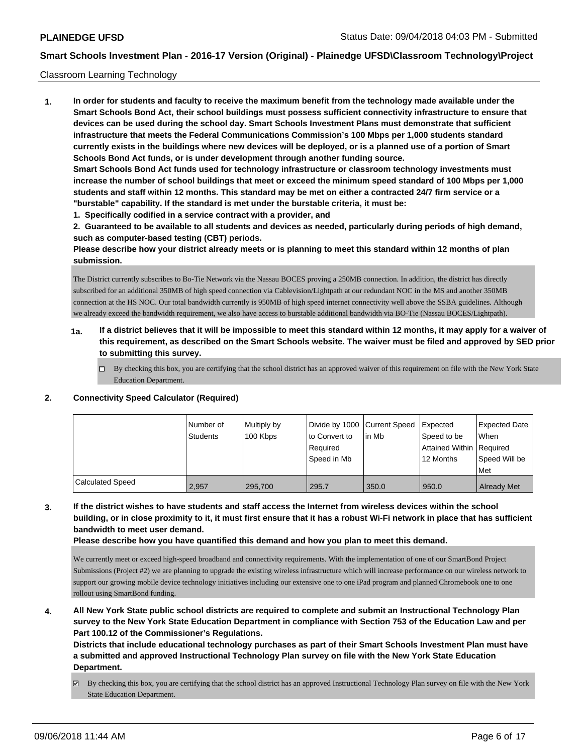Classroom Learning Technology

**1. In order for students and faculty to receive the maximum benefit from the technology made available under the Smart Schools Bond Act, their school buildings must possess sufficient connectivity infrastructure to ensure that devices can be used during the school day. Smart Schools Investment Plans must demonstrate that sufficient infrastructure that meets the Federal Communications Commission's 100 Mbps per 1,000 students standard currently exists in the buildings where new devices will be deployed, or is a planned use of a portion of Smart Schools Bond Act funds, or is under development through another funding source.**

**Smart Schools Bond Act funds used for technology infrastructure or classroom technology investments must increase the number of school buildings that meet or exceed the minimum speed standard of 100 Mbps per 1,000 students and staff within 12 months. This standard may be met on either a contracted 24/7 firm service or a "burstable" capability. If the standard is met under the burstable criteria, it must be:**

**1. Specifically codified in a service contract with a provider, and**

**2. Guaranteed to be available to all students and devices as needed, particularly during periods of high demand, such as computer-based testing (CBT) periods.**

**Please describe how your district already meets or is planning to meet this standard within 12 months of plan submission.**

The District currently subscribes to Bo-Tie Network via the Nassau BOCES proving a 250MB connection. In addition, the district has directly subscribed for an additional 350MB of high speed connection via Cablevision/Lightpath at our redundant NOC in the MS and another 350MB connection at the HS NOC. Our total bandwidth currently is 950MB of high speed internet connectivity well above the SSBA guidelines. Although we already exceed the bandwidth requirement, we also have access to burstable additional bandwidth via BO-Tie (Nassau BOCES/Lightpath).

**1a. If a district believes that it will be impossible to meet this standard within 12 months, it may apply for a waiver of this requirement, as described on the Smart Schools website. The waiver must be filed and approved by SED prior to submitting this survey.**

☐ By checking this box, you are certifying that the school district has an approved waiver of this requirement on file with the New York State Education Department.

**2. Connectivity Speed Calculator (Required)**

| | Number of Students | Multiply by 100 Kbps | Divide by 1000 to Convert to Required Speed in Mb | Current Speed in Mb | Expected Speed to be Attained Within 12 Months | Expected Date When Required Speed Will be Met |
|---|---|---|---|---|---|---|
| Calculated Speed | 2,957 | 295,700 | 295.7 | 350.0 | 950.0 | Already Met |

**3. If the district wishes to have students and staff access the Internet from wireless devices within the school building, or in close proximity to it, it must first ensure that it has a robust Wi-Fi network in place that has sufficient bandwidth to meet user demand.**

**Please describe how you have quantified this demand and how you plan to meet this demand.**

We currently meet or exceed high-speed broadband and connectivity requirements. With the implementation of one of our SmartBond Project Submissions (Project #2) we are planning to upgrade the existing wireless infrastructure which will increase performance on our wireless network to support our growing mobile device technology initiatives including our extensive one to one iPad program and planned Chromebook one to one rollout using SmartBond funding.

**4. All New York State public school districts are required to complete and submit an Instructional Technology Plan survey to the New York State Education Department in compliance with Section 753 of the Education Law and per Part 100.12 of the Commissioner's Regulations.**

**Districts that include educational technology purchases as part of their Smart Schools Investment Plan must have a submitted and approved Instructional Technology Plan survey on file with the New York State Education Department.**

☑ By checking this box, you are certifying that the school district has an approved Instructional Technology Plan survey on file with the New York State Education Department.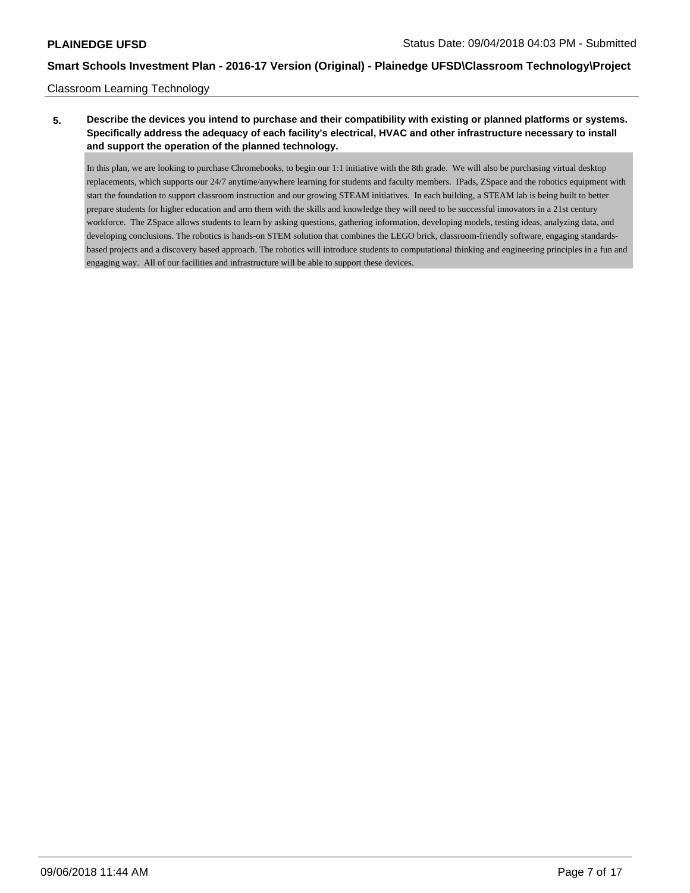Classroom Learning Technology

**5. Describe the devices you intend to purchase and their compatibility with existing or planned platforms or systems. Specifically address the adequacy of each facility's electrical, HVAC and other infrastructure necessary to install and support the operation of the planned technology.**

In this plan, we are looking to purchase Chromebooks, to begin our 1:1 initiative with the 8th grade. We will also be purchasing virtual desktop replacements, which supports our 24/7 anytime/anywhere learning for students and faculty members. IPads, ZSpace and the robotics equipment with start the foundation to support classroom instruction and our growing STEAM initiatives. In each building, a STEAM lab is being built to better prepare students for higher education and arm them with the skills and knowledge they will need to be successful innovators in a 21st century workforce. The ZSpace allows students to learn by asking questions, gathering information, developing models, testing ideas, analyzing data, and developing conclusions. The robotics is hands-on STEM solution that combines the LEGO brick, classroom-friendly software, engaging standards-based projects and a discovery based approach. The robotics will introduce students to computational thinking and engineering principles in a fun and engaging way. All of our facilities and infrastructure will be able to support these devices.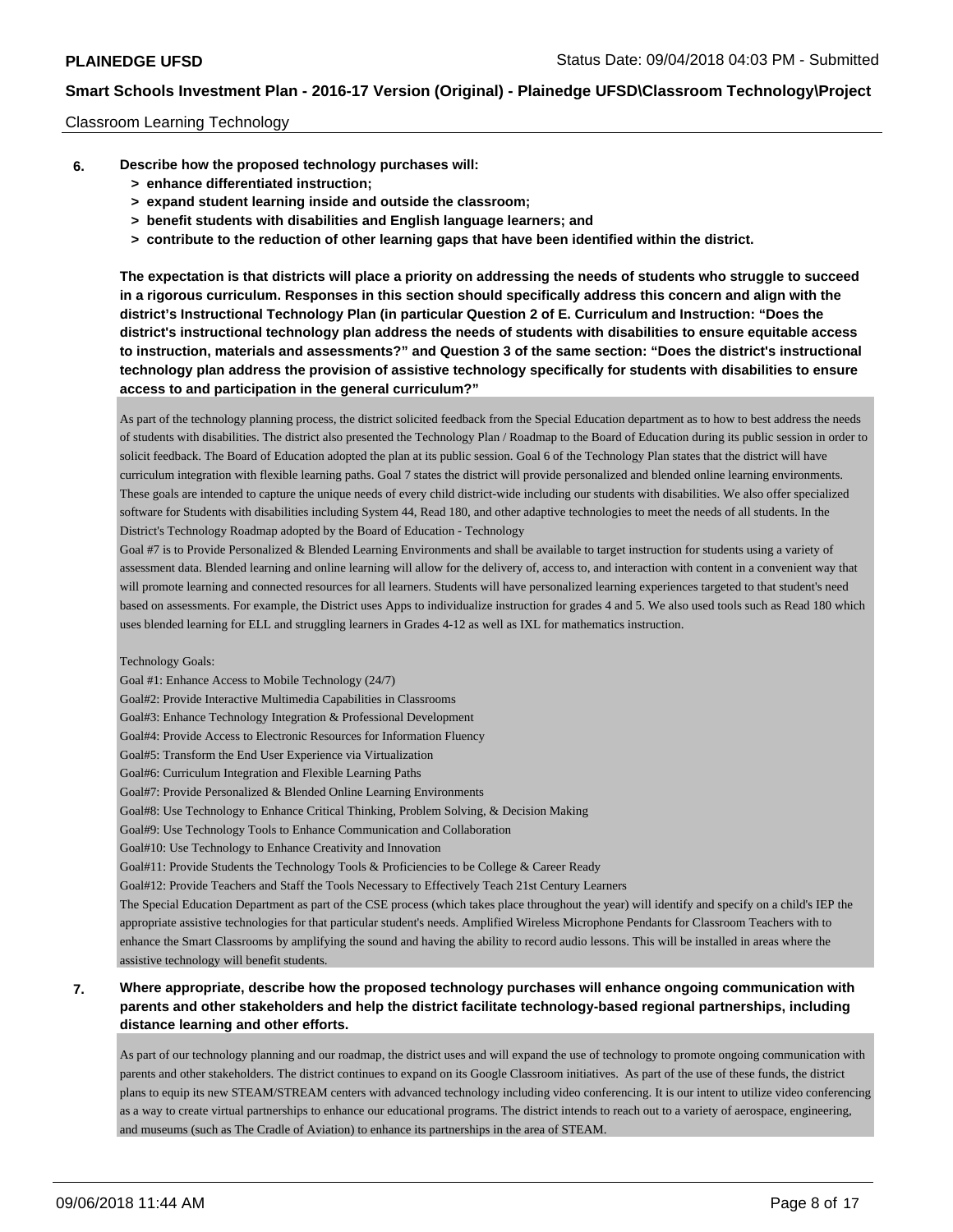Classroom Learning Technology

**6. Describe how the proposed technology purchases will:**
**> enhance differentiated instruction;**
**> expand student learning inside and outside the classroom;**
**> benefit students with disabilities and English language learners; and**
**> contribute to the reduction of other learning gaps that have been identified within the district.**

**The expectation is that districts will place a priority on addressing the needs of students who struggle to succeed in a rigorous curriculum. Responses in this section should specifically address this concern and align with the district's Instructional Technology Plan (in particular Question 2 of E. Curriculum and Instruction: "Does the district's instructional technology plan address the needs of students with disabilities to ensure equitable access to instruction, materials and assessments?" and Question 3 of the same section: "Does the district's instructional technology plan address the provision of assistive technology specifically for students with disabilities to ensure access to and participation in the general curriculum?"**

As part of the technology planning process, the district solicited feedback from the Special Education department as to how to best address the needs of students with disabilities. The district also presented the Technology Plan / Roadmap to the Board of Education during its public session in order to solicit feedback. The Board of Education adopted the plan at its public session. Goal 6 of the Technology Plan states that the district will have curriculum integration with flexible learning paths. Goal 7 states the district will provide personalized and blended online learning environments. These goals are intended to capture the unique needs of every child district-wide including our students with disabilities. We also offer specialized software for Students with disabilities including System 44, Read 180, and other adaptive technologies to meet the needs of all students. In the District's Technology Roadmap adopted by the Board of Education - Technology
Goal #7 is to Provide Personalized & Blended Learning Environments and shall be available to target instruction for students using a variety of assessment data. Blended learning and online learning will allow for the delivery of, access to, and interaction with content in a convenient way that will promote learning and connected resources for all learners. Students will have personalized learning experiences targeted to that student's need based on assessments. For example, the District uses Apps to individualize instruction for grades 4 and 5. We also used tools such as Read 180 which uses blended learning for ELL and struggling learners in Grades 4-12 as well as IXL for mathematics instruction.

Technology Goals:
Goal #1: Enhance Access to Mobile Technology (24/7)
Goal#2: Provide Interactive Multimedia Capabilities in Classrooms
Goal#3: Enhance Technology Integration & Professional Development
Goal#4: Provide Access to Electronic Resources for Information Fluency
Goal#5: Transform the End User Experience via Virtualization
Goal#6: Curriculum Integration and Flexible Learning Paths
Goal#7: Provide Personalized & Blended Online Learning Environments
Goal#8: Use Technology to Enhance Critical Thinking, Problem Solving, & Decision Making
Goal#9: Use Technology Tools to Enhance Communication and Collaboration
Goal#10: Use Technology to Enhance Creativity and Innovation
Goal#11: Provide Students the Technology Tools & Proficiencies to be College & Career Ready
Goal#12: Provide Teachers and Staff the Tools Necessary to Effectively Teach 21st Century Learners
The Special Education Department as part of the CSE process (which takes place throughout the year) will identify and specify on a child's IEP the appropriate assistive technologies for that particular student's needs. Amplified Wireless Microphone Pendants for Classroom Teachers with to enhance the Smart Classrooms by amplifying the sound and having the ability to record audio lessons. This will be installed in areas where the assistive technology will benefit students.

**7. Where appropriate, describe how the proposed technology purchases will enhance ongoing communication with parents and other stakeholders and help the district facilitate technology-based regional partnerships, including distance learning and other efforts.**

As part of our technology planning and our roadmap, the district uses and will expand the use of technology to promote ongoing communication with parents and other stakeholders. The district continues to expand on its Google Classroom initiatives. As part of the use of these funds, the district plans to equip its new STEAM/STREAM centers with advanced technology including video conferencing. It is our intent to utilize video conferencing as a way to create virtual partnerships to enhance our educational programs. The district intends to reach out to a variety of aerospace, engineering, and museums (such as The Cradle of Aviation) to enhance its partnerships in the area of STEAM.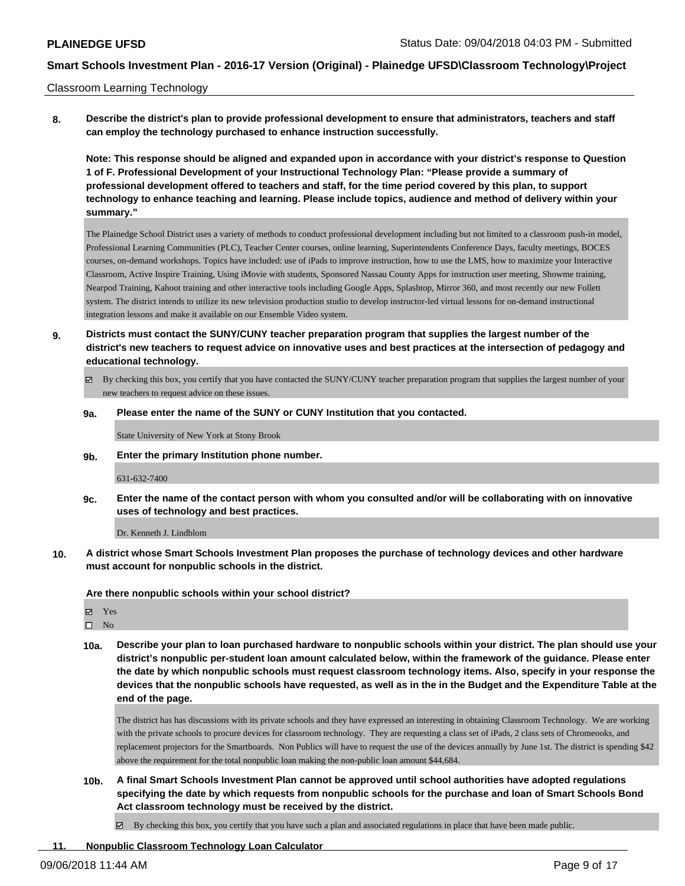Classroom Learning Technology

**8. Describe the district's plan to provide professional development to ensure that administrators, teachers and staff can employ the technology purchased to enhance instruction successfully.**

**Note: This response should be aligned and expanded upon in accordance with your district's response to Question 1 of F. Professional Development of your Instructional Technology Plan: "Please provide a summary of professional development offered to teachers and staff, for the time period covered by this plan, to support technology to enhance teaching and learning. Please include topics, audience and method of delivery within your summary."**

The Plainedge School District uses a variety of methods to conduct professional development including but not limited to a classroom push-in model, Professional Learning Communities (PLC), Teacher Center courses, online learning, Superintendents Conference Days, faculty meetings, BOCES courses, on-demand workshops. Topics have included: use of iPads to improve instruction, how to use the LMS, how to maximize your Interactive Classroom, Active Inspire Training, Using iMovie with students, Sponsored Nassau County Apps for instruction user meeting, Showme training, Nearpod Training, Kahoot training and other interactive tools including Google Apps, Splashtop, Mirror 360, and most recently our new Follett system. The district intends to utilize its new television production studio to develop instructor-led virtual lessons for on-demand instructional integration lessons and make it available on our Ensemble Video system.

**9. Districts must contact the SUNY/CUNY teacher preparation program that supplies the largest number of the district's new teachers to request advice on innovative uses and best practices at the intersection of pedagogy and educational technology.**

☑ By checking this box, you certify that you have contacted the SUNY/CUNY teacher preparation program that supplies the largest number of your new teachers to request advice on these issues.

**9a. Please enter the name of the SUNY or CUNY Institution that you contacted.**

State University of New York at Stony Brook

**9b. Enter the primary Institution phone number.**

631-632-7400

**9c. Enter the name of the contact person with whom you consulted and/or will be collaborating with on innovative uses of technology and best practices.**

Dr. Kenneth J. Lindblom

**10. A district whose Smart Schools Investment Plan proposes the purchase of technology devices and other hardware must account for nonpublic schools in the district.**

**Are there nonpublic schools within your school district?**

☑ Yes
☐ No

**10a. Describe your plan to loan purchased hardware to nonpublic schools within your district. The plan should use your district's nonpublic per-student loan amount calculated below, within the framework of the guidance. Please enter the date by which nonpublic schools must request classroom technology items. Also, specify in your response the devices that the nonpublic schools have requested, as well as in the in the Budget and the Expenditure Table at the end of the page.**

The district has has discussions with its private schools and they have expressed an interesting in obtaining Classroom Technology. We are working with the private schools to procure devices for classroom technology. They are requesting a class set of iPads, 2 class sets of Chromeooks, and replacement projectors for the Smartboards. Non Publics will have to request the use of the devices annually by June 1st. The district is spending $42 above the requirement for the total nonpublic loan making the non-public loan amount $44,684.

**10b. A final Smart Schools Investment Plan cannot be approved until school authorities have adopted regulations specifying the date by which requests from nonpublic schools for the purchase and loan of Smart Schools Bond Act classroom technology must be received by the district.**

☑ By checking this box, you certify that you have such a plan and associated regulations in place that have been made public.

**11. Nonpublic Classroom Technology Loan Calculator**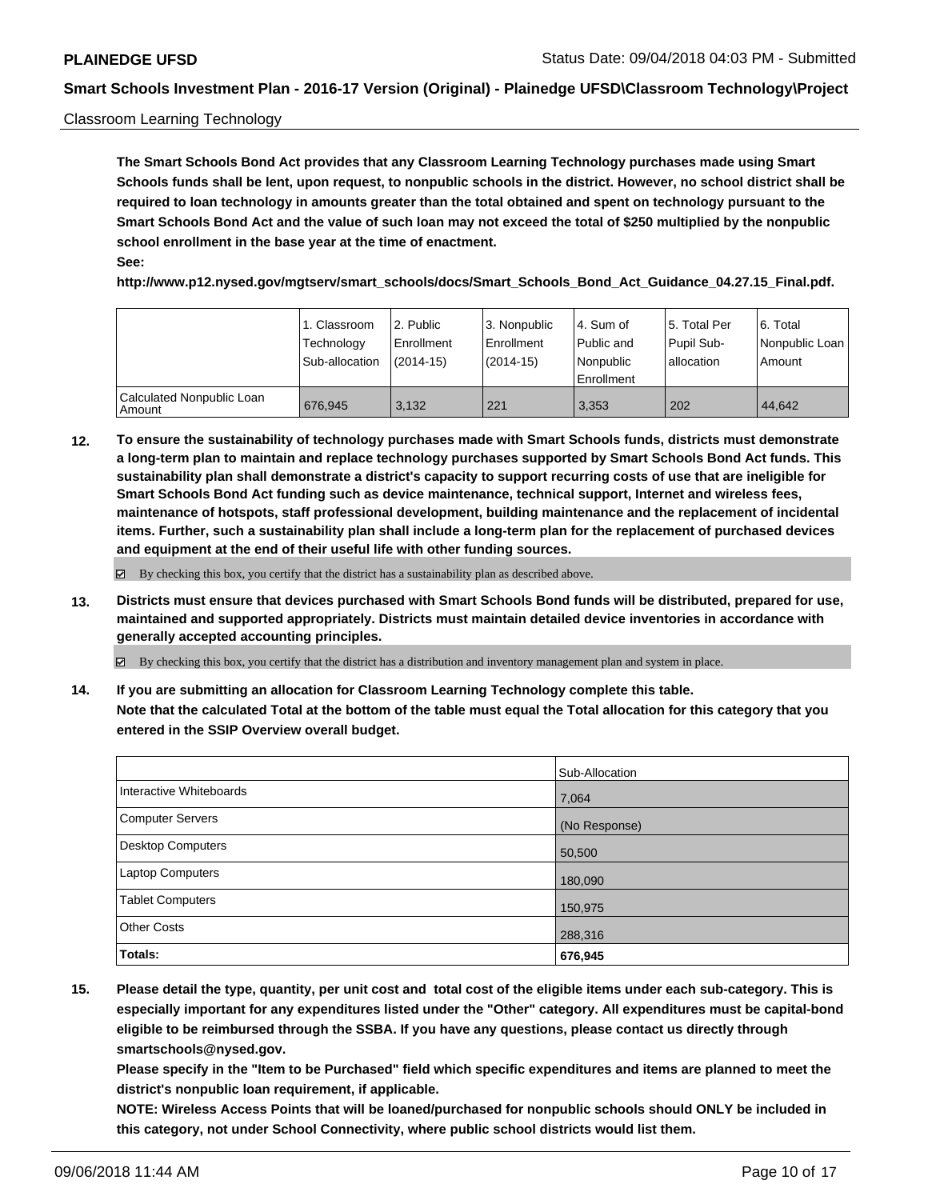Classroom Learning Technology

**The Smart Schools Bond Act provides that any Classroom Learning Technology purchases made using Smart Schools funds shall be lent, upon request, to nonpublic schools in the district. However, no school district shall be required to loan technology in amounts greater than the total obtained and spent on technology pursuant to the Smart Schools Bond Act and the value of such loan may not exceed the total of $250 multiplied by the nonpublic school enrollment in the base year at the time of enactment.**

**See:**

**http://www.p12.nysed.gov/mgtserv/smart_schools/docs/Smart_Schools_Bond_Act_Guidance_04.27.15_Final.pdf.**

| | 1. Classroom Technology Sub-allocation | 2. Public Enrollment (2014-15) | 3. Nonpublic Enrollment (2014-15) | 4. Sum of Public and Nonpublic Enrollment | 5. Total Per Pupil Sub-allocation | 6. Total Nonpublic Loan Amount |
|---|---|---|---|---|---|---|
| Calculated Nonpublic Loan Amount | 676,945 | 3,132 | 221 | 3,353 | 202 | 44,642 |

**12. To ensure the sustainability of technology purchases made with Smart Schools funds, districts must demonstrate a long-term plan to maintain and replace technology purchases supported by Smart Schools Bond Act funds. This sustainability plan shall demonstrate a district's capacity to support recurring costs of use that are ineligible for Smart Schools Bond Act funding such as device maintenance, technical support, Internet and wireless fees, maintenance of hotspots, staff professional development, building maintenance and the replacement of incidental items. Further, such a sustainability plan shall include a long-term plan for the replacement of purchased devices and equipment at the end of their useful life with other funding sources.**

☑ By checking this box, you certify that the district has a sustainability plan as described above.

**13. Districts must ensure that devices purchased with Smart Schools Bond funds will be distributed, prepared for use, maintained and supported appropriately. Districts must maintain detailed device inventories in accordance with generally accepted accounting principles.**

☑ By checking this box, you certify that the district has a distribution and inventory management plan and system in place.

**14. If you are submitting an allocation for Classroom Learning Technology complete this table. Note that the calculated Total at the bottom of the table must equal the Total allocation for this category that you entered in the SSIP Overview overall budget.**

| | Sub-Allocation |
|---|---|
| Interactive Whiteboards | 7,064 |
| Computer Servers | (No Response) |
| Desktop Computers | 50,500 |
| Laptop Computers | 180,090 |
| Tablet Computers | 150,975 |
| Other Costs | 288,316 |
| **Totals:** | **676,945** |

**15. Please detail the type, quantity, per unit cost and total cost of the eligible items under each sub-category. This is especially important for any expenditures listed under the "Other" category. All expenditures must be capital-bond eligible to be reimbursed through the SSBA. If you have any questions, please contact us directly through smartschools@nysed.gov.**

**Please specify in the "Item to be Purchased" field which specific expenditures and items are planned to meet the district's nonpublic loan requirement, if applicable.**

**NOTE: Wireless Access Points that will be loaned/purchased for nonpublic schools should ONLY be included in this category, not under School Connectivity, where public school districts would list them.**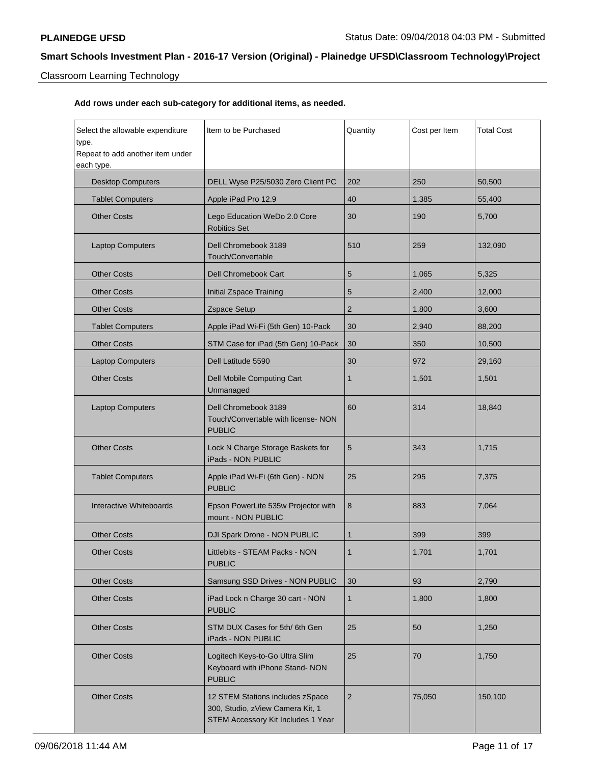Classroom Learning Technology

**Add rows under each sub-category for additional items, as needed.**

| Select the allowable expenditure type. Repeat to add another item under each type. | Item to be Purchased | Quantity | Cost per Item | Total Cost |
|---|---|---|---|---|
| Desktop Computers | DELL Wyse P25/5030 Zero Client PC | 202 | 250 | 50,500 |
| Tablet Computers | Apple iPad Pro 12.9 | 40 | 1,385 | 55,400 |
| Other Costs | Lego Education WeDo 2.0 Core Robitics Set | 30 | 190 | 5,700 |
| Laptop Computers | Dell Chromebook 3189 Touch/Convertable | 510 | 259 | 132,090 |
| Other Costs | Dell Chromebook Cart | 5 | 1,065 | 5,325 |
| Other Costs | Initial Zspace Training | 5 | 2,400 | 12,000 |
| Other Costs | Zspace Setup | 2 | 1,800 | 3,600 |
| Tablet Computers | Apple iPad Wi-Fi (5th Gen) 10-Pack | 30 | 2,940 | 88,200 |
| Other Costs | STM Case for iPad (5th Gen) 10-Pack | 30 | 350 | 10,500 |
| Laptop Computers | Dell Latitude 5590 | 30 | 972 | 29,160 |
| Other Costs | Dell Mobile Computing Cart Unmanaged | 1 | 1,501 | 1,501 |
| Laptop Computers | Dell Chromebook 3189 Touch/Convertable with license- NON PUBLIC | 60 | 314 | 18,840 |
| Other Costs | Lock N Charge Storage Baskets for iPads - NON PUBLIC | 5 | 343 | 1,715 |
| Tablet Computers | Apple iPad Wi-Fi (6th Gen) - NON PUBLIC | 25 | 295 | 7,375 |
| Interactive Whiteboards | Epson PowerLite 535w Projector with mount - NON PUBLIC | 8 | 883 | 7,064 |
| Other Costs | DJI Spark Drone - NON PUBLIC | 1 | 399 | 399 |
| Other Costs | Littlebits - STEAM Packs - NON PUBLIC | 1 | 1,701 | 1,701 |
| Other Costs | Samsung SSD Drives - NON PUBLIC | 30 | 93 | 2,790 |
| Other Costs | iPad Lock n Charge 30 cart - NON PUBLIC | 1 | 1,800 | 1,800 |
| Other Costs | STM DUX Cases for 5th/ 6th Gen iPads - NON PUBLIC | 25 | 50 | 1,250 |
| Other Costs | Logitech Keys-to-Go Ultra Slim Keyboard with iPhone Stand- NON PUBLIC | 25 | 70 | 1,750 |
| Other Costs | 12 STEM Stations includes zSpace 300, Studio, zView Camera Kit, 1 STEM Accessory Kit Includes 1 Year | 2 | 75,050 | 150,100 |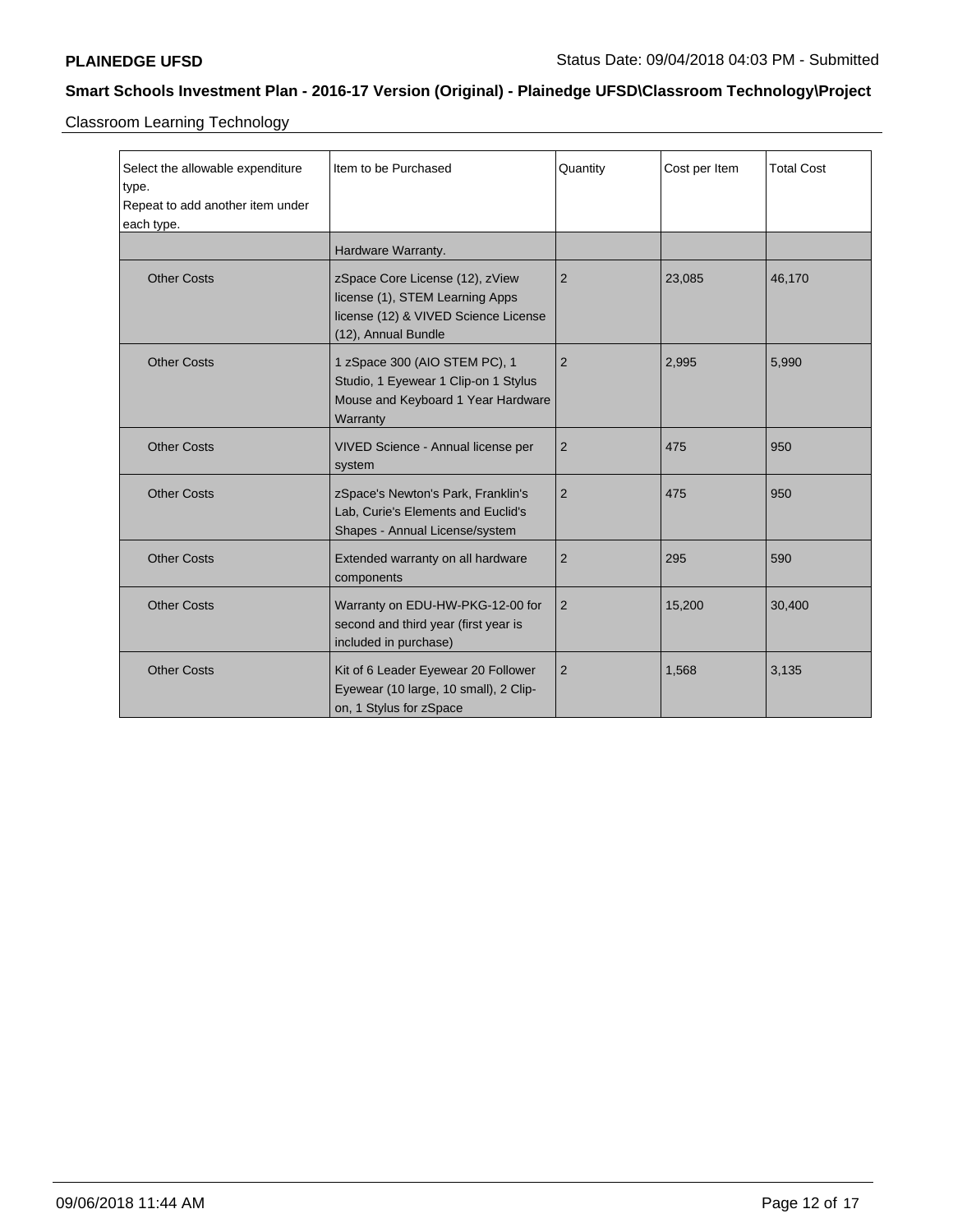## Smart Schools Investment Plan - 2016-17 Version (Original) - Plainedge UFSD\Classroom Technology\Project

Classroom Learning Technology

| Select the allowable expenditure type. Repeat to add another item under each type. | Item to be Purchased | Quantity | Cost per Item | Total Cost |
|---|---|---|---|---|
| | Hardware Warranty. | | | |
| Other Costs | zSpace Core License (12), zView license (1), STEM Learning Apps license (12) & VIVED Science License (12), Annual Bundle | 2 | 23,085 | 46,170 |
| Other Costs | 1 zSpace 300 (AIO STEM PC), 1 Studio, 1 Eyewear 1 Clip-on 1 Stylus Mouse and Keyboard 1 Year Hardware Warranty | 2 | 2,995 | 5,990 |
| Other Costs | VIVED Science - Annual license per system | 2 | 475 | 950 |
| Other Costs | zSpace's Newton's Park, Franklin's Lab, Curie's Elements and Euclid's Shapes - Annual License/system | 2 | 475 | 950 |
| Other Costs | Extended warranty on all hardware components | 2 | 295 | 590 |
| Other Costs | Warranty on EDU-HW-PKG-12-00 for second and third year (first year is included in purchase) | 2 | 15,200 | 30,400 |
| Other Costs | Kit of 6 Leader Eyewear 20 Follower Eyewear (10 large, 10 small), 2 Clip-on, 1 Stylus for zSpace | 2 | 1,568 | 3,135 |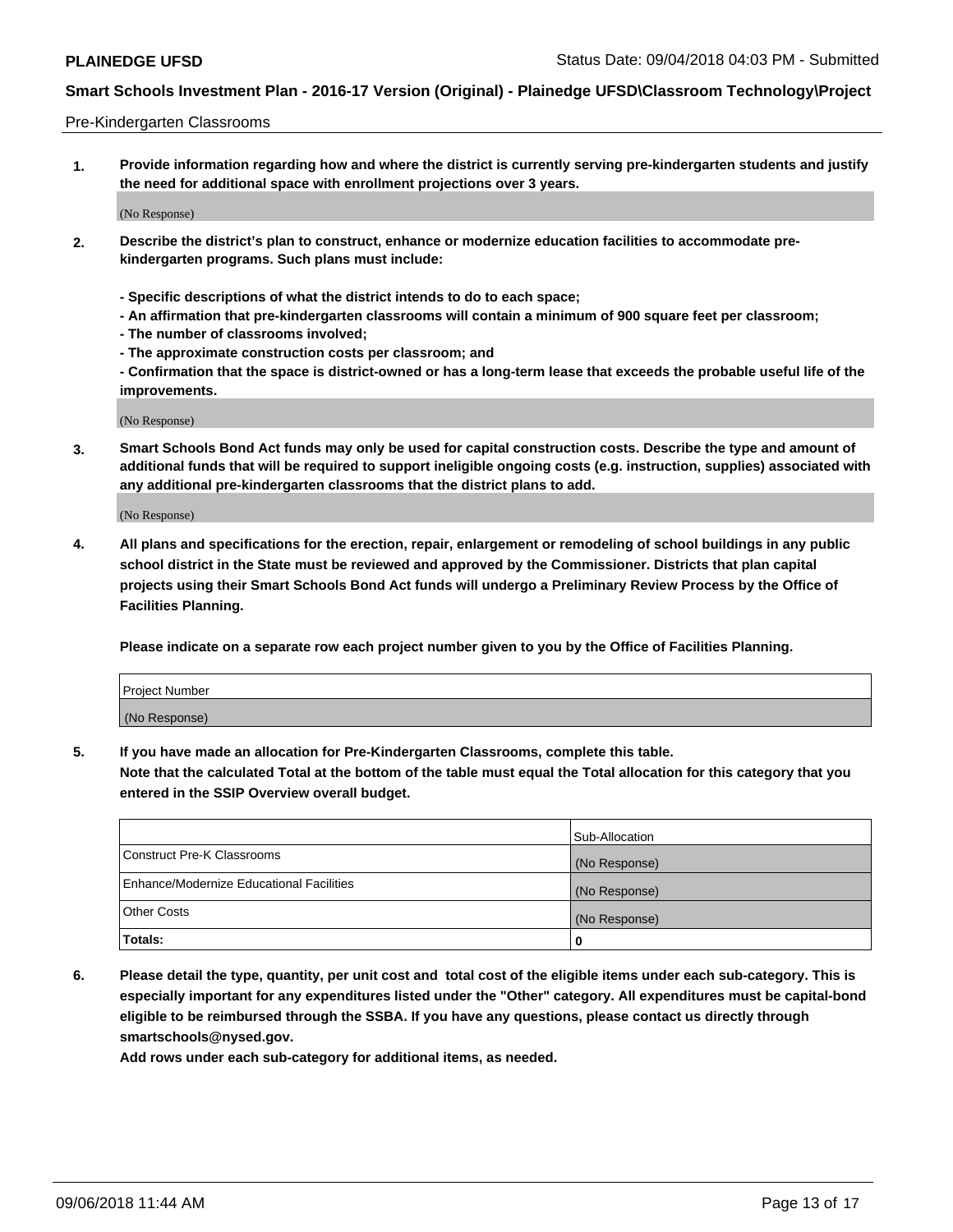Pre-Kindergarten Classrooms

1. **Provide information regarding how and where the district is currently serving pre-kindergarten students and justify the need for additional space with enrollment projections over 3 years.**

   (No Response)

2. **Describe the district's plan to construct, enhance or modernize education facilities to accommodate pre-kindergarten programs. Such plans must include:**

   **- Specific descriptions of what the district intends to do to each space;**
   **- An affirmation that pre-kindergarten classrooms will contain a minimum of 900 square feet per classroom;**
   **- The number of classrooms involved;**
   **- The approximate construction costs per classroom; and**
   **- Confirmation that the space is district-owned or has a long-term lease that exceeds the probable useful life of the improvements.**

   (No Response)

3. **Smart Schools Bond Act funds may only be used for capital construction costs. Describe the type and amount of additional funds that will be required to support ineligible ongoing costs (e.g. instruction, supplies) associated with any additional pre-kindergarten classrooms that the district plans to add.**

   (No Response)

4. **All plans and specifications for the erection, repair, enlargement or remodeling of school buildings in any public school district in the State must be reviewed and approved by the Commissioner. Districts that plan capital projects using their Smart Schools Bond Act funds will undergo a Preliminary Review Process by the Office of Facilities Planning.**

   **Please indicate on a separate row each project number given to you by the Office of Facilities Planning.**

| Project Number |
|---|
| (No Response) |

5. **If you have made an allocation for Pre-Kindergarten Classrooms, complete this table.**
   **Note that the calculated Total at the bottom of the table must equal the Total allocation for this category that you entered in the SSIP Overview overall budget.**

| | Sub-Allocation |
|---|---|
| Construct Pre-K Classrooms | (No Response) |
| Enhance/Modernize Educational Facilities | (No Response) |
| Other Costs | (No Response) |
| **Totals:** | **0** |

6. **Please detail the type, quantity, per unit cost and total cost of the eligible items under each sub-category. This is especially important for any expenditures listed under the "Other" category. All expenditures must be capital-bond eligible to be reimbursed through the SSBA. If you have any questions, please contact us directly through smartschools@nysed.gov.**
   **Add rows under each sub-category for additional items, as needed.**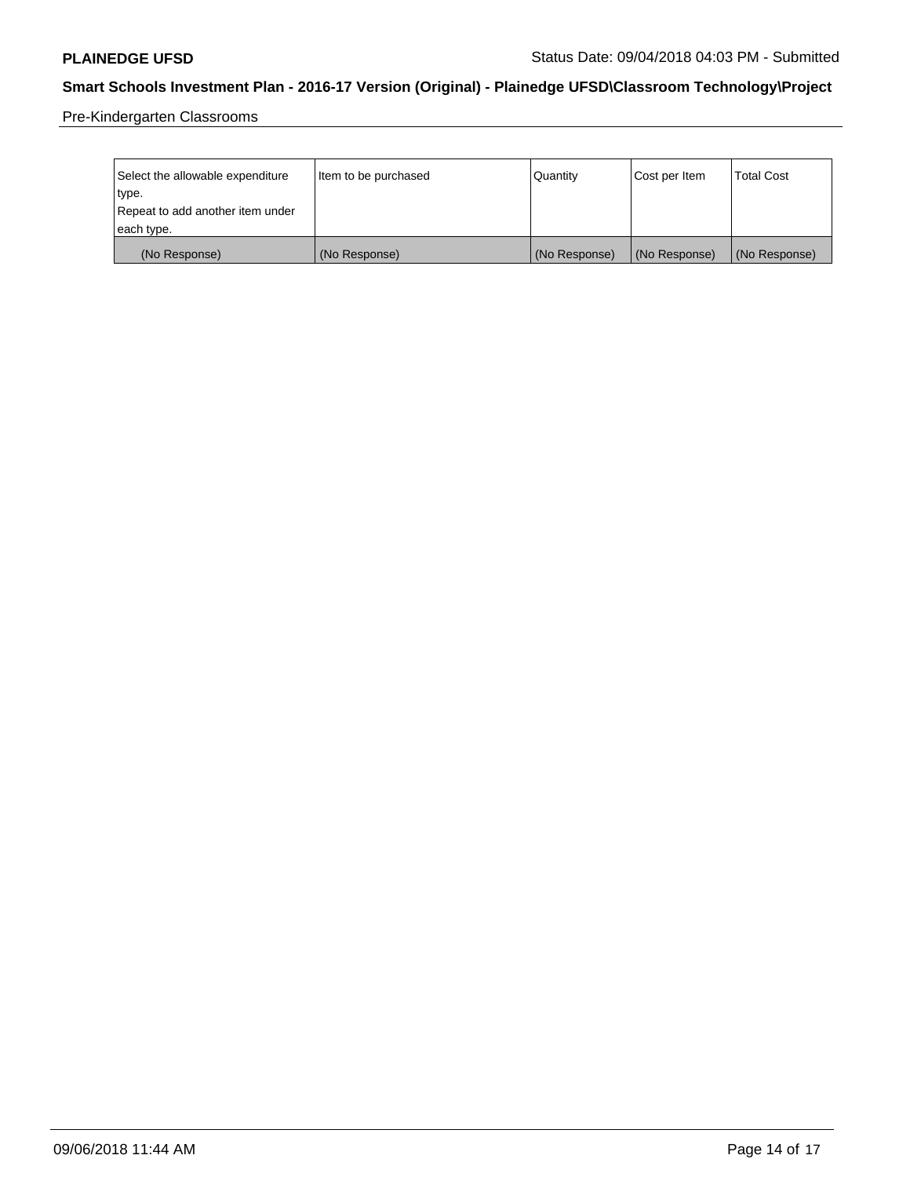Pre-Kindergarten Classrooms

| Select the allowable expenditure type. Repeat to add another item under each type. | Item to be purchased | Quantity | Cost per Item | Total Cost |
|---|---|---|---|---|
| (No Response) | (No Response) | (No Response) | (No Response) | (No Response) |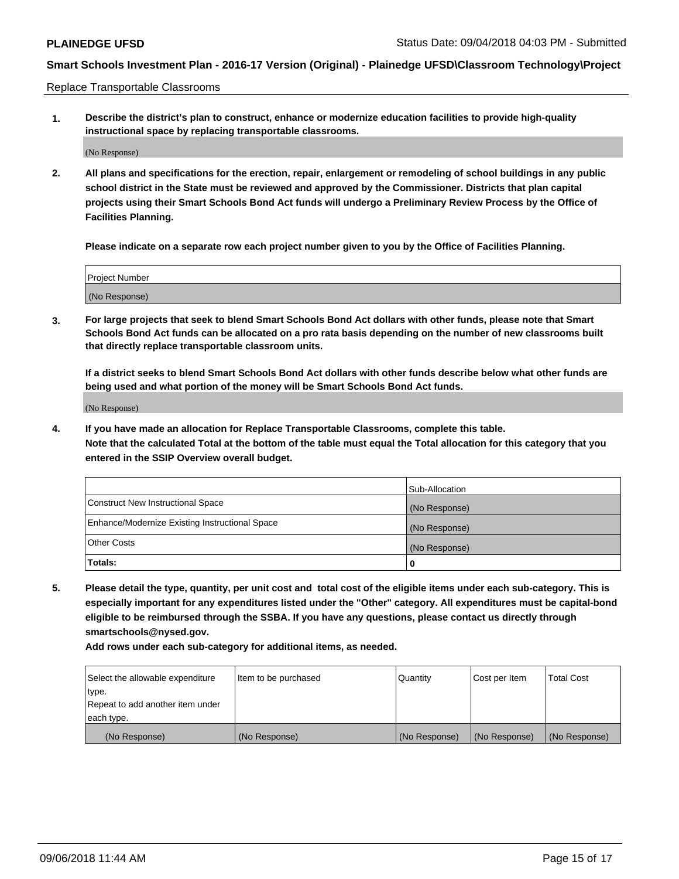Replace Transportable Classrooms

1. **Describe the district's plan to construct, enhance or modernize education facilities to provide high-quality instructional space by replacing transportable classrooms.**

(No Response)

2. **All plans and specifications for the erection, repair, enlargement or remodeling of school buildings in any public school district in the State must be reviewed and approved by the Commissioner. Districts that plan capital projects using their Smart Schools Bond Act funds will undergo a Preliminary Review Process by the Office of Facilities Planning.**

   **Please indicate on a separate row each project number given to you by the Office of Facilities Planning.**

| Project Number |
| --- |
| (No Response) |

3. **For large projects that seek to blend Smart Schools Bond Act dollars with other funds, please note that Smart Schools Bond Act funds can be allocated on a pro rata basis depending on the number of new classrooms built that directly replace transportable classroom units.**

   **If a district seeks to blend Smart Schools Bond Act dollars with other funds describe below what other funds are being used and what portion of the money will be Smart Schools Bond Act funds.**

(No Response)

4. **If you have made an allocation for Replace Transportable Classrooms, complete this table. Note that the calculated Total at the bottom of the table must equal the Total allocation for this category that you entered in the SSIP Overview overall budget.**

| | Sub-Allocation |
| --- | --- |
| Construct New Instructional Space | (No Response) |
| Enhance/Modernize Existing Instructional Space | (No Response) |
| Other Costs | (No Response) |
| **Totals:** | **0** |

5. **Please detail the type, quantity, per unit cost and total cost of the eligible items under each sub-category. This is especially important for any expenditures listed under the "Other" category. All expenditures must be capital-bond eligible to be reimbursed through the SSBA. If you have any questions, please contact us directly through smartschools@nysed.gov.**

   **Add rows under each sub-category for additional items, as needed.**

| Select the allowable expenditure type. Repeat to add another item under each type. | Item to be purchased | Quantity | Cost per Item | Total Cost |
| --- | --- | --- | --- | --- |
| (No Response) | (No Response) | (No Response) | (No Response) | (No Response) |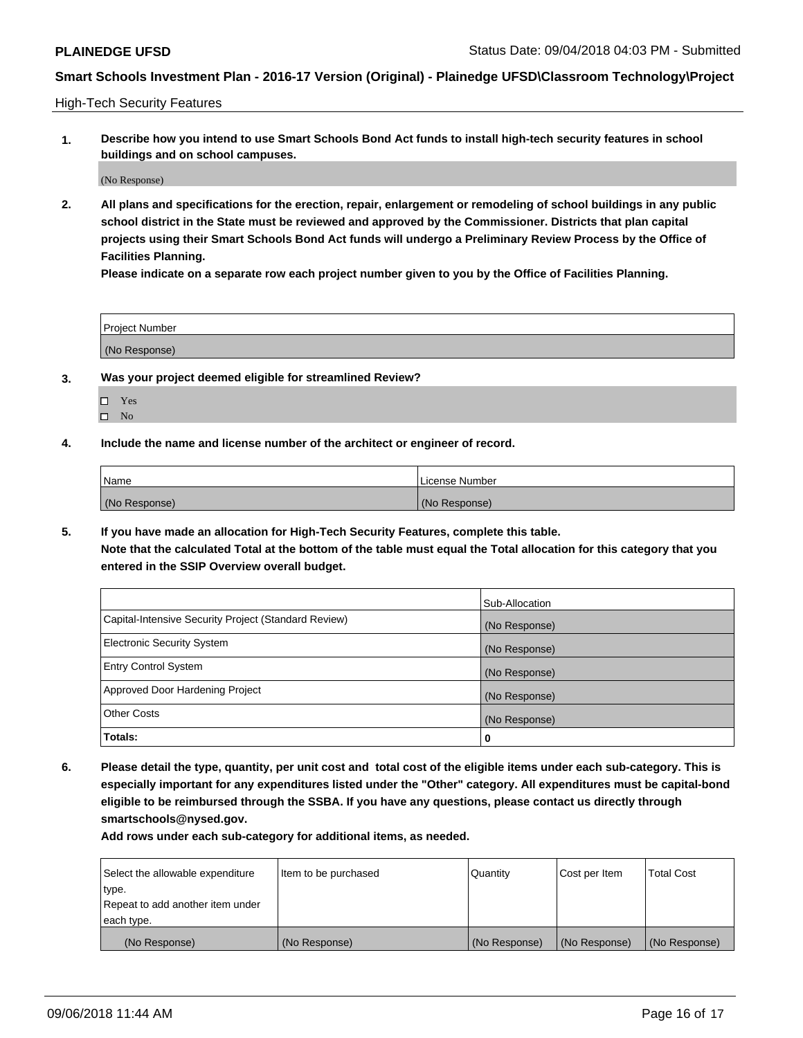High-Tech Security Features

**1. Describe how you intend to use Smart Schools Bond Act funds to install high-tech security features in school buildings and on school campuses.**

(No Response)

**2. All plans and specifications for the erection, repair, enlargement or remodeling of school buildings in any public school district in the State must be reviewed and approved by the Commissioner. Districts that plan capital projects using their Smart Schools Bond Act funds will undergo a Preliminary Review Process by the Office of Facilities Planning.**

**Please indicate on a separate row each project number given to you by the Office of Facilities Planning.**

| Project Number |
|---|
| (No Response) |

**3. Was your project deemed eligible for streamlined Review?**

- ☐ Yes
- ☐ No

**4. Include the name and license number of the architect or engineer of record.**

| Name | License Number |
|---|---|
| (No Response) | (No Response) |

**5. If you have made an allocation for High-Tech Security Features, complete this table.**
**Note that the calculated Total at the bottom of the table must equal the Total allocation for this category that you entered in the SSIP Overview overall budget.**

| | Sub-Allocation |
|---|---|
| Capital-Intensive Security Project (Standard Review) | (No Response) |
| Electronic Security System | (No Response) |
| Entry Control System | (No Response) |
| Approved Door Hardening Project | (No Response) |
| Other Costs | (No Response) |
| **Totals:** | **0** |

**6. Please detail the type, quantity, per unit cost and total cost of the eligible items under each sub-category. This is especially important for any expenditures listed under the "Other" category. All expenditures must be capital-bond eligible to be reimbursed through the SSBA. If you have any questions, please contact us directly through smartschools@nysed.gov.**

**Add rows under each sub-category for additional items, as needed.**

| Select the allowable expenditure type. Repeat to add another item under each type. | Item to be purchased | Quantity | Cost per Item | Total Cost |
|---|---|---|---|---|
| (No Response) | (No Response) | (No Response) | (No Response) | (No Response) |